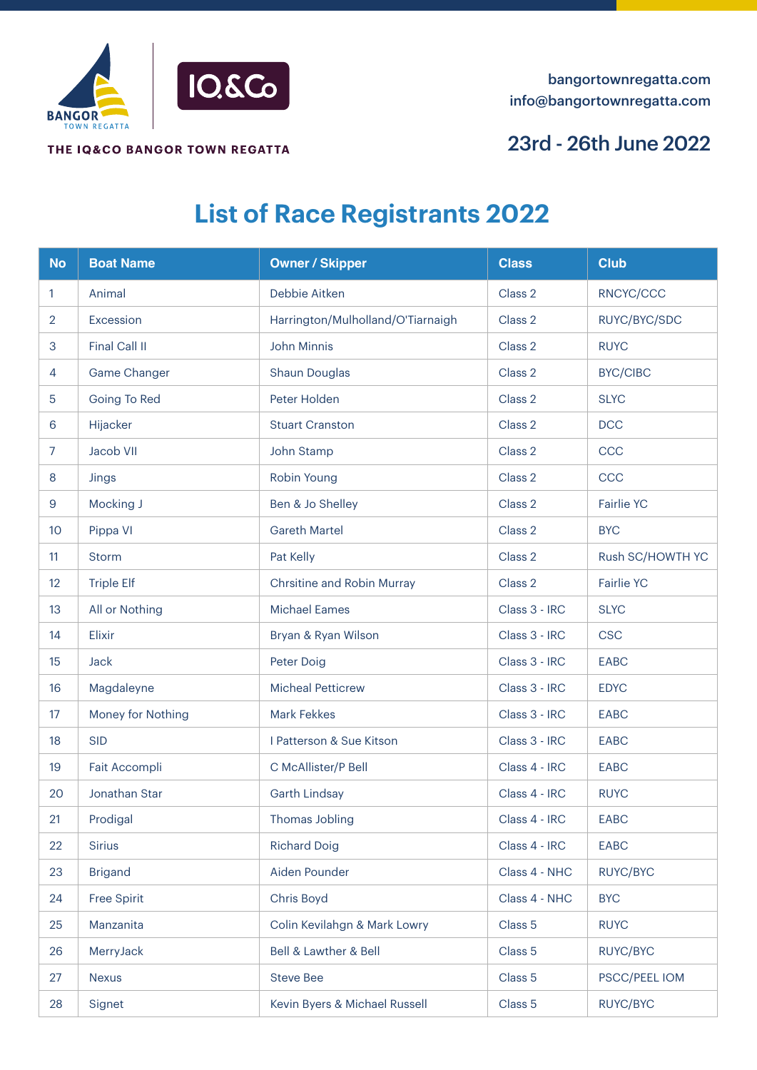BANGOR TOWN REGATTA | IQ&Co

THE IQ&CO BANGOR TOWN REGATTA

bangortownregatta.com
info@bangortownregatta.com

## 23rd - 26th June 2022

# List of Race Registrants 2022

| No | Boat Name | Owner / Skipper | Class | Club |
|---|---|---|---|---|
| 1 | Animal | Debbie Aitken | Class 2 | RNCYC/CCC |
| 2 | Excession | Harrington/Mulholland/O'Tiarnaigh | Class 2 | RUYC/BYC/SDC |
| 3 | Final Call II | John Minnis | Class 2 | RUYC |
| 4 | Game Changer | Shaun Douglas | Class 2 | BYC/CIBC |
| 5 | Going To Red | Peter Holden | Class 2 | SLYC |
| 6 | Hijacker | Stuart Cranston | Class 2 | DCC |
| 7 | Jacob VII | John Stamp | Class 2 | CCC |
| 8 | Jings | Robin Young | Class 2 | CCC |
| 9 | Mocking J | Ben & Jo Shelley | Class 2 | Fairlie YC |
| 10 | Pippa VI | Gareth Martel | Class 2 | BYC |
| 11 | Storm | Pat Kelly | Class 2 | Rush SC/HOWTH YC |
| 12 | Triple Elf | Chrsitine and Robin Murray | Class 2 | Fairlie YC |
| 13 | All or Nothing | Michael Eames | Class 3 - IRC | SLYC |
| 14 | Elixir | Bryan & Ryan Wilson | Class 3 - IRC | CSC |
| 15 | Jack | Peter Doig | Class 3 - IRC | EABC |
| 16 | Magdaleyne | Micheal Petticrew | Class 3 - IRC | EDYC |
| 17 | Money for Nothing | Mark Fekkes | Class 3 - IRC | EABC |
| 18 | SID | I Patterson & Sue Kitson | Class 3 - IRC | EABC |
| 19 | Fait Accompli | C McAllister/P Bell | Class 4 - IRC | EABC |
| 20 | Jonathan Star | Garth Lindsay | Class 4 - IRC | RUYC |
| 21 | Prodigal | Thomas Jobling | Class 4 - IRC | EABC |
| 22 | Sirius | Richard Doig | Class 4 - IRC | EABC |
| 23 | Brigand | Aiden Pounder | Class 4 - NHC | RUYC/BYC |
| 24 | Free Spirit | Chris Boyd | Class 4 - NHC | BYC |
| 25 | Manzanita | Colin Kevilahgn & Mark Lowry | Class 5 | RUYC |
| 26 | MerryJack | Bell & Lawther & Bell | Class 5 | RUYC/BYC |
| 27 | Nexus | Steve Bee | Class 5 | PSCC/PEEL IOM |
| 28 | Signet | Kevin Byers & Michael Russell | Class 5 | RUYC/BYC |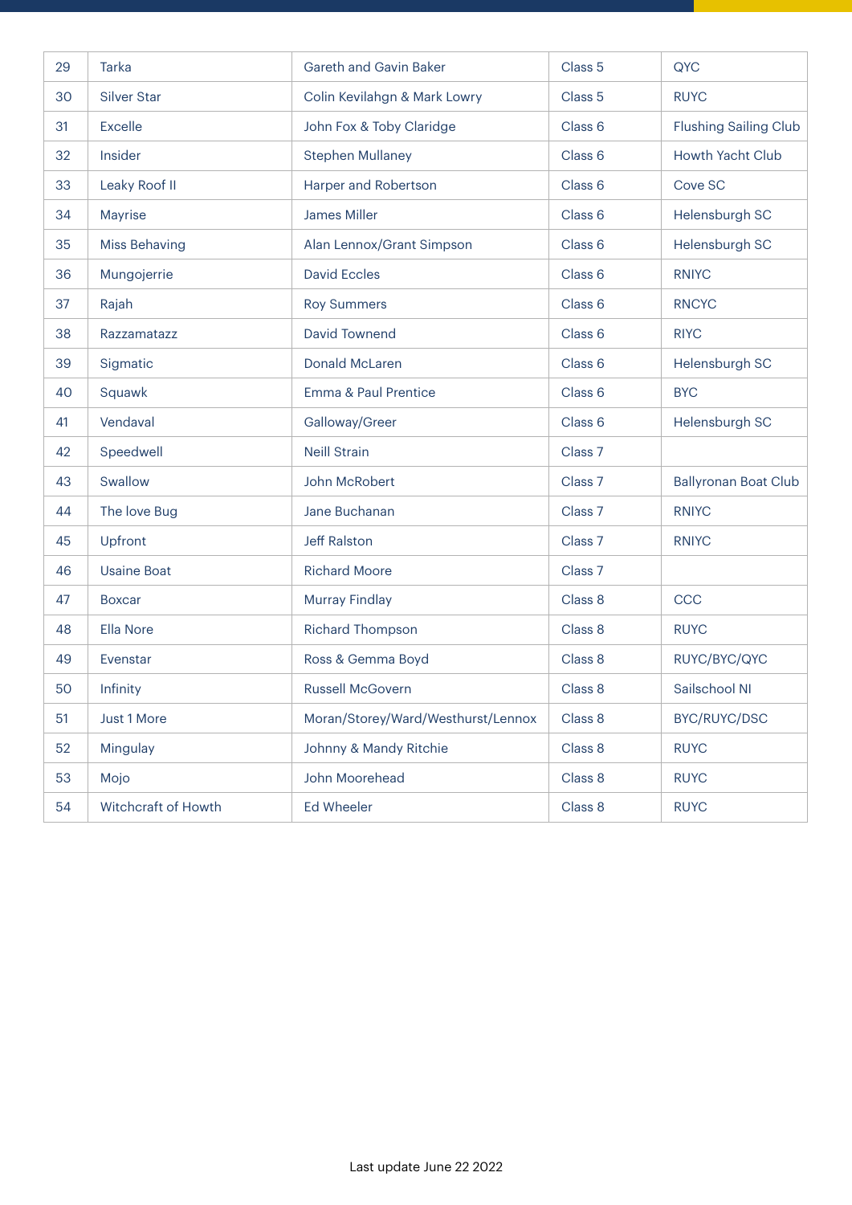| | | | | |
|---|---|---|---|---|
| 29 | Tarka | Gareth and Gavin Baker | Class 5 | QYC |
| 30 | Silver Star | Colin Kevilahgn & Mark Lowry | Class 5 | RUYC |
| 31 | Excelle | John Fox & Toby Claridge | Class 6 | Flushing Sailing Club |
| 32 | Insider | Stephen Mullaney | Class 6 | Howth Yacht Club |
| 33 | Leaky Roof II | Harper and Robertson | Class 6 | Cove SC |
| 34 | Mayrise | James Miller | Class 6 | Helensburgh SC |
| 35 | Miss Behaving | Alan Lennox/Grant Simpson | Class 6 | Helensburgh SC |
| 36 | Mungojerrie | David Eccles | Class 6 | RNIYC |
| 37 | Rajah | Roy Summers | Class 6 | RNCYC |
| 38 | Razzamatazz | David Townend | Class 6 | RIYC |
| 39 | Sigmatic | Donald McLaren | Class 6 | Helensburgh SC |
| 40 | Squawk | Emma & Paul Prentice | Class 6 | BYC |
| 41 | Vendaval | Galloway/Greer | Class 6 | Helensburgh SC |
| 42 | Speedwell | Neill Strain | Class 7 | |
| 43 | Swallow | John McRobert | Class 7 | Ballyronan Boat Club |
| 44 | The love Bug | Jane Buchanan | Class 7 | RNIYC |
| 45 | Upfront | Jeff Ralston | Class 7 | RNIYC |
| 46 | Usaine Boat | Richard Moore | Class 7 | |
| 47 | Boxcar | Murray Findlay | Class 8 | CCC |
| 48 | Ella Nore | Richard Thompson | Class 8 | RUYC |
| 49 | Evenstar | Ross & Gemma Boyd | Class 8 | RUYC/BYC/QYC |
| 50 | Infinity | Russell McGovern | Class 8 | Sailschool NI |
| 51 | Just 1 More | Moran/Storey/Ward/Westhurst/Lennox | Class 8 | BYC/RUYC/DSC |
| 52 | Mingulay | Johnny & Mandy Ritchie | Class 8 | RUYC |
| 53 | Mojo | John Moorehead | Class 8 | RUYC |
| 54 | Witchcraft of Howth | Ed Wheeler | Class 8 | RUYC |

Last update June 22 2022